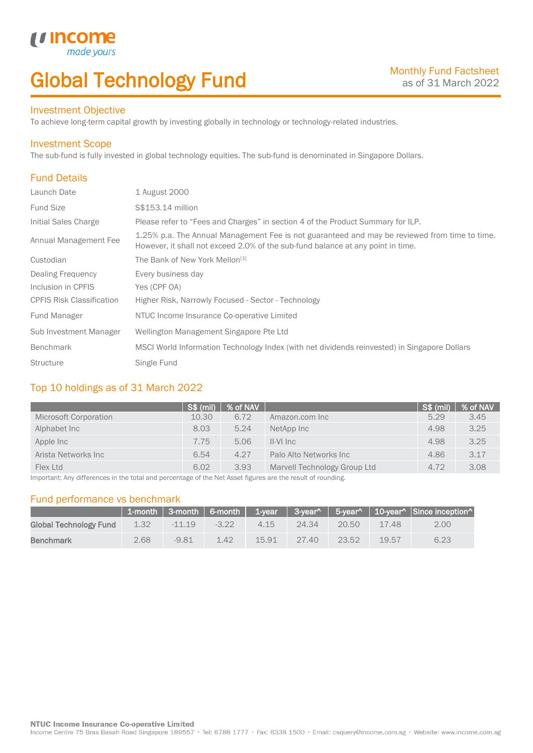# Global Technology Fund

Monthly Fund Factsheet
as of 31 March 2022

## Investment Objective

To achieve long-term capital growth by investing globally in technology or technology-related industries.

## Investment Scope

The sub-fund is fully invested in global technology equities. The sub-fund is denominated in Singapore Dollars.

## Fund Details

| | |
|---|---|
| Launch Date | 1 August 2000 |
| Fund Size | S$153.14 million |
| Initial Sales Charge | Please refer to "Fees and Charges" in section 4 of the Product Summary for ILP. |
| Annual Management Fee | 1.25% p.a. The Annual Management Fee is not guaranteed and may be reviewed from time to time. However, it shall not exceed 2.0% of the sub-fund balance at any point in time. |
| Custodian | The Bank of New York Mellon[1] |
| Dealing Frequency | Every business day |
| Inclusion in CPFIS | Yes (CPF OA) |
| CPFIS Risk Classification | Higher Risk, Narrowly Focused - Sector - Technology |
| Fund Manager | NTUC Income Insurance Co-operative Limited |
| Sub Investment Manager | Wellington Management Singapore Pte Ltd |
| Benchmark | MSCI World Information Technology Index (with net dividends reinvested) in Singapore Dollars |
| Structure | Single Fund |

## Top 10 holdings as of 31 March 2022

| | S$ (mil) | % of NAV | | S$ (mil) | % of NAV |
|---|---|---|---|---|---|
| Microsoft Corporation | 10.30 | 6.72 | Amazon.com Inc | 5.29 | 3.45 |
| Alphabet Inc | 8.03 | 5.24 | NetApp Inc | 4.98 | 3.25 |
| Apple Inc | 7.75 | 5.06 | II-VI Inc | 4.98 | 3.25 |
| Arista Networks Inc | 6.54 | 4.27 | Palo Alto Networks Inc | 4.86 | 3.17 |
| Flex Ltd | 6.02 | 3.93 | Marvell Technology Group Ltd | 4.72 | 3.08 |

Important: Any differences in the total and percentage of the Net Asset figures are the result of rounding.

## Fund performance vs benchmark

| | 1-month | 3-month | 6-month | 1-year | 3-year^ | 5-year^ | 10-year^ | Since inception^ |
|---|---|---|---|---|---|---|---|---|
| **Global Technology Fund** | 1.32 | -11.19 | -3.22 | 4.15 | 24.34 | 20.50 | 17.48 | 2.00 |
| **Benchmark** | 2.68 | -9.81 | 1.42 | 15.91 | 27.40 | 23.52 | 19.57 | 6.23 |

**NTUC Income Insurance Co-operative Limited**
Income Centre 75 Bras Basah Road Singapore 189557 • Tel: 6788 1777 • Fax: 6338 1500 • Email: csquery@income.com.sg • Website: www.income.com.sg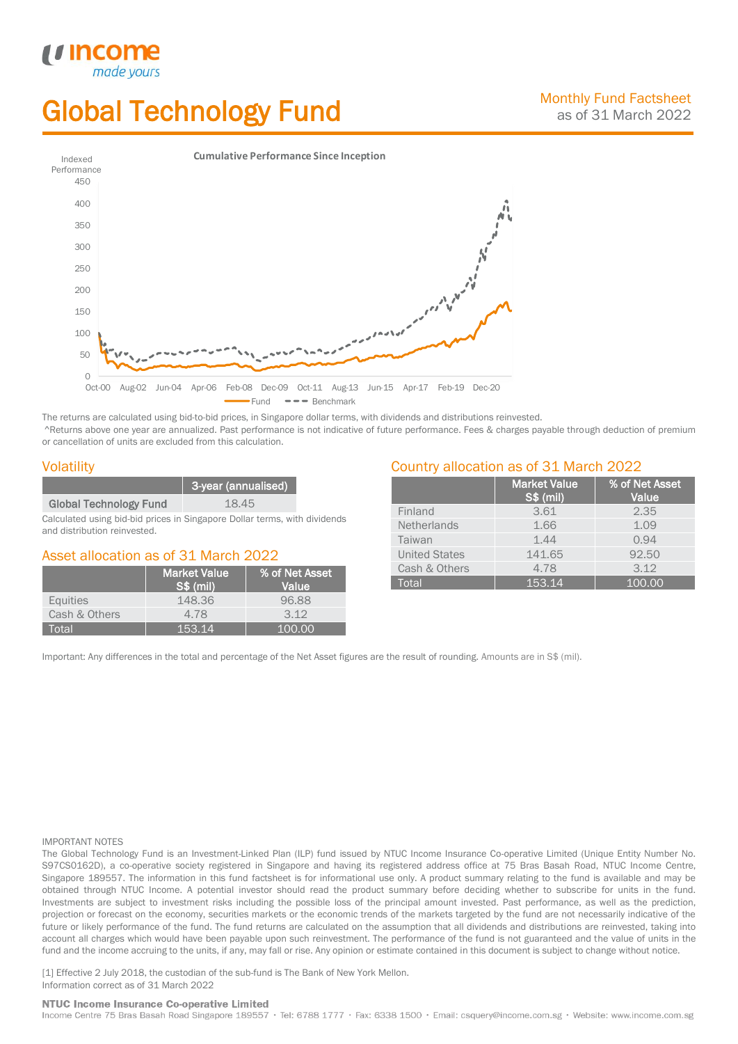# Global Technology Fund

Monthly Fund Factsheet
as of 31 March 2022

Cumulative Performance Since Inception

Indexed Performance

450
400
350
300
250
200
150
100
50
0

Oct-00 Aug-02 Jun-04 Apr-06 Feb-08 Dec-09 Oct-11 Aug-13 Jun-15 Apr-17 Feb-19 Dec-20

Fund Benchmark

The returns are calculated using bid-to-bid prices, in Singapore dollar terms, with dividends and distributions reinvested.
^Returns above one year are annualized. Past performance is not indicative of future performance. Fees & charges payable through deduction of premium or cancellation of units are excluded from this calculation.

## Volatility

| | 3-year (annualised) |
|---|---|
| Global Technology Fund | 18.45 |

Calculated using bid-bid prices in Singapore Dollar terms, with dividends and distribution reinvested.

## Asset allocation as of 31 March 2022

| | Market Value S$ (mil) | % of Net Asset Value |
|---|---|---|
| Equities | 148.36 | 96.88 |
| Cash & Others | 4.78 | 3.12 |
| Total | 153.14 | 100.00 |

## Country allocation as of 31 March 2022

| | Market Value S$ (mil) | % of Net Asset Value |
|---|---|---|
| Finland | 3.61 | 2.35 |
| Netherlands | 1.66 | 1.09 |
| Taiwan | 1.44 | 0.94 |
| United States | 141.65 | 92.50 |
| Cash & Others | 4.78 | 3.12 |
| Total | 153.14 | 100.00 |

Important: Any differences in the total and percentage of the Net Asset figures are the result of rounding. Amounts are in S$ (mil).

IMPORTANT NOTES
The Global Technology Fund is an Investment-Linked Plan (ILP) fund issued by NTUC Income Insurance Co-operative Limited (Unique Entity Number No. S97CS0162D), a co-operative society registered in Singapore and having its registered address office at 75 Bras Basah Road, NTUC Income Centre, Singapore 189557. The information in this fund factsheet is for informational use only. A product summary relating to the fund is available and may be obtained through NTUC Income. A potential investor should read the product summary before deciding whether to subscribe for units in the fund. Investments are subject to investment risks including the possible loss of the principal amount invested. Past performance, as well as the prediction, projection or forecast on the economy, securities markets or the economic trends of the markets targeted by the fund are not necessarily indicative of the future or likely performance of the fund. The fund returns are calculated on the assumption that all dividends and distributions are reinvested, taking into account all charges which would have been payable upon such reinvestment. The performance of the fund is not guaranteed and the value of units in the fund and the income accruing to the units, if any, may fall or rise. Any opinion or estimate contained in this document is subject to change without notice.

[1] Effective 2 July 2018, the custodian of the sub-fund is The Bank of New York Mellon.
Information correct as of 31 March 2022

**NTUC Income Insurance Co-operative Limited**
Income Centre 75 Bras Basah Road Singapore 189557 · Tel: 6788 1777 · Fax: 6338 1500 · Email: csquery@income.com.sg · Website: www.income.com.sg